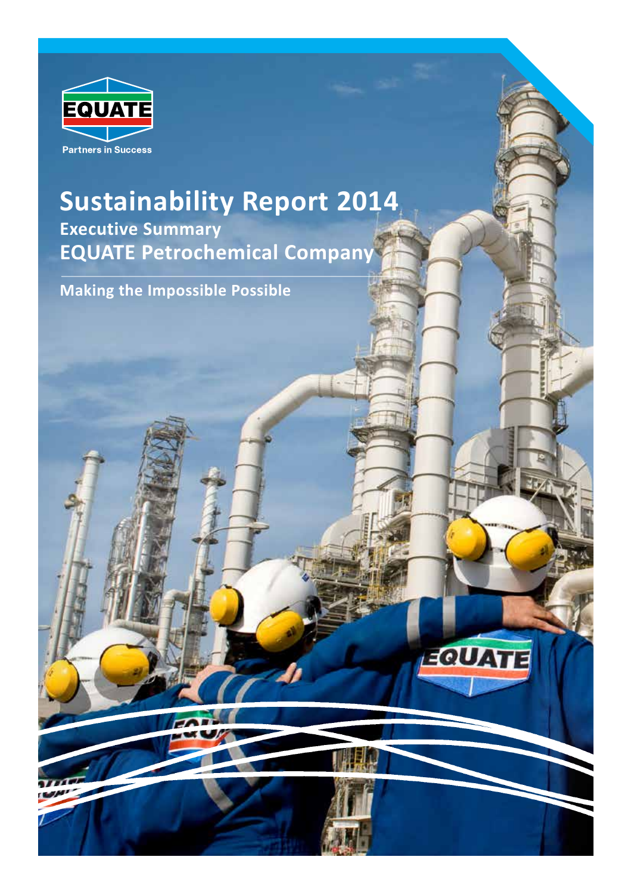EQUATE

Partners in Success

# Sustainability Report 2014

## Executive Summary

## EQUATE Petrochemical Company

Making the Impossible Possible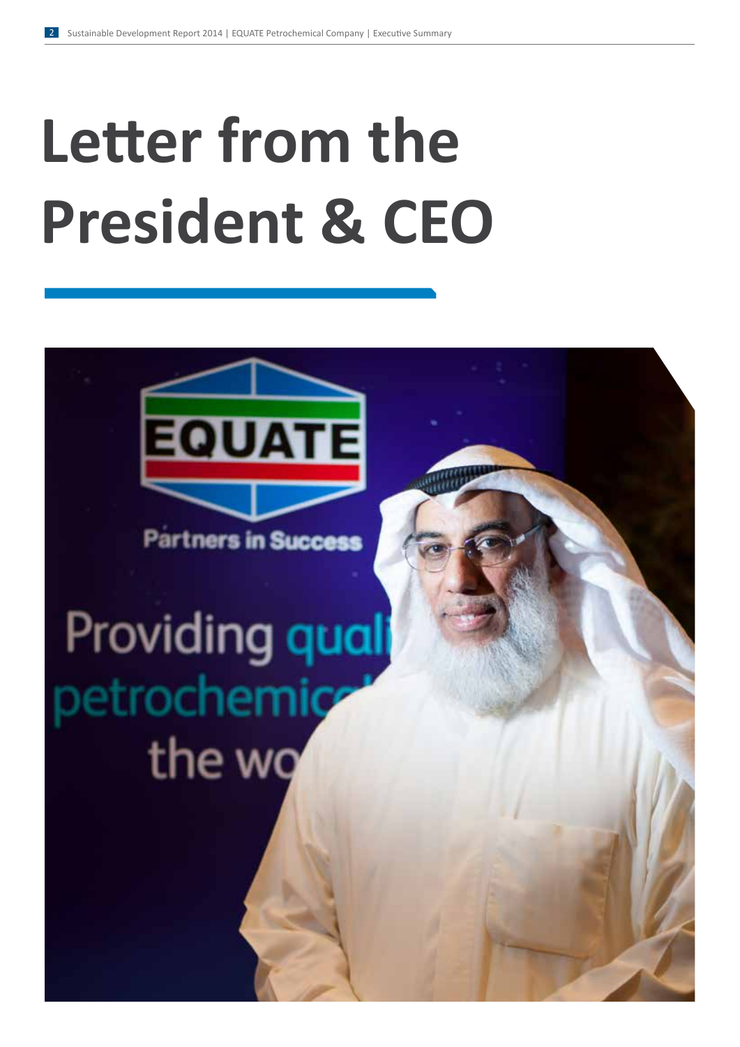# Letter from the President & CEO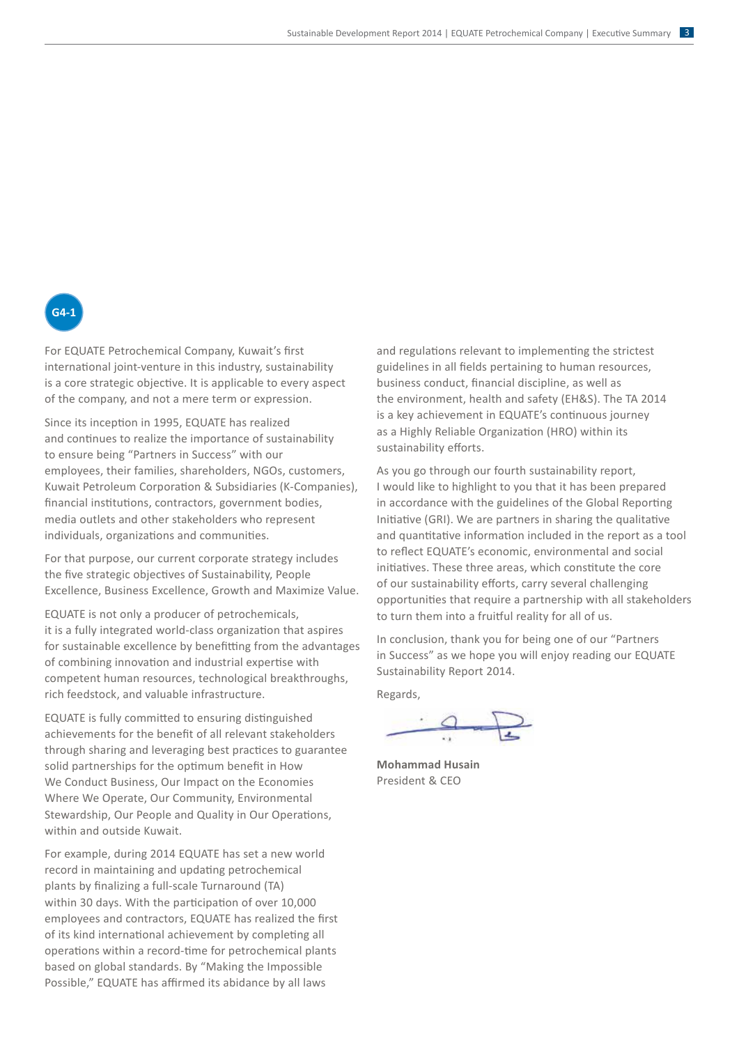G4-1

For EQUATE Petrochemical Company, Kuwait's first international joint-venture in this industry, sustainability is a core strategic objective. It is applicable to every aspect of the company, and not a mere term or expression.

Since its inception in 1995, EQUATE has realized and continues to realize the importance of sustainability to ensure being "Partners in Success" with our employees, their families, shareholders, NGOs, customers, Kuwait Petroleum Corporation & Subsidiaries (K-Companies), financial institutions, contractors, government bodies, media outlets and other stakeholders who represent individuals, organizations and communities.

For that purpose, our current corporate strategy includes the five strategic objectives of Sustainability, People Excellence, Business Excellence, Growth and Maximize Value.

EQUATE is not only a producer of petrochemicals, it is a fully integrated world-class organization that aspires for sustainable excellence by benefitting from the advantages of combining innovation and industrial expertise with competent human resources, technological breakthroughs, rich feedstock, and valuable infrastructure.

EQUATE is fully committed to ensuring distinguished achievements for the benefit of all relevant stakeholders through sharing and leveraging best practices to guarantee solid partnerships for the optimum benefit in How We Conduct Business, Our Impact on the Economies Where We Operate, Our Community, Environmental Stewardship, Our People and Quality in Our Operations, within and outside Kuwait.

For example, during 2014 EQUATE has set a new world record in maintaining and updating petrochemical plants by finalizing a full-scale Turnaround (TA) within 30 days. With the participation of over 10,000 employees and contractors, EQUATE has realized the first of its kind international achievement by completing all operations within a record-time for petrochemical plants based on global standards. By "Making the Impossible Possible," EQUATE has affirmed its abidance by all laws and regulations relevant to implementing the strictest guidelines in all fields pertaining to human resources, business conduct, financial discipline, as well as the environment, health and safety (EH&S). The TA 2014 is a key achievement in EQUATE's continuous journey as a Highly Reliable Organization (HRO) within its sustainability efforts.

As you go through our fourth sustainability report, I would like to highlight to you that it has been prepared in accordance with the guidelines of the Global Reporting Initiative (GRI). We are partners in sharing the qualitative and quantitative information included in the report as a tool to reflect EQUATE's economic, environmental and social initiatives. These three areas, which constitute the core of our sustainability efforts, carry several challenging opportunities that require a partnership with all stakeholders to turn them into a fruitful reality for all of us.

In conclusion, thank you for being one of our "Partners in Success" as we hope you will enjoy reading our EQUATE Sustainability Report 2014.

Regards,

**Mohammad Husain**
President & CEO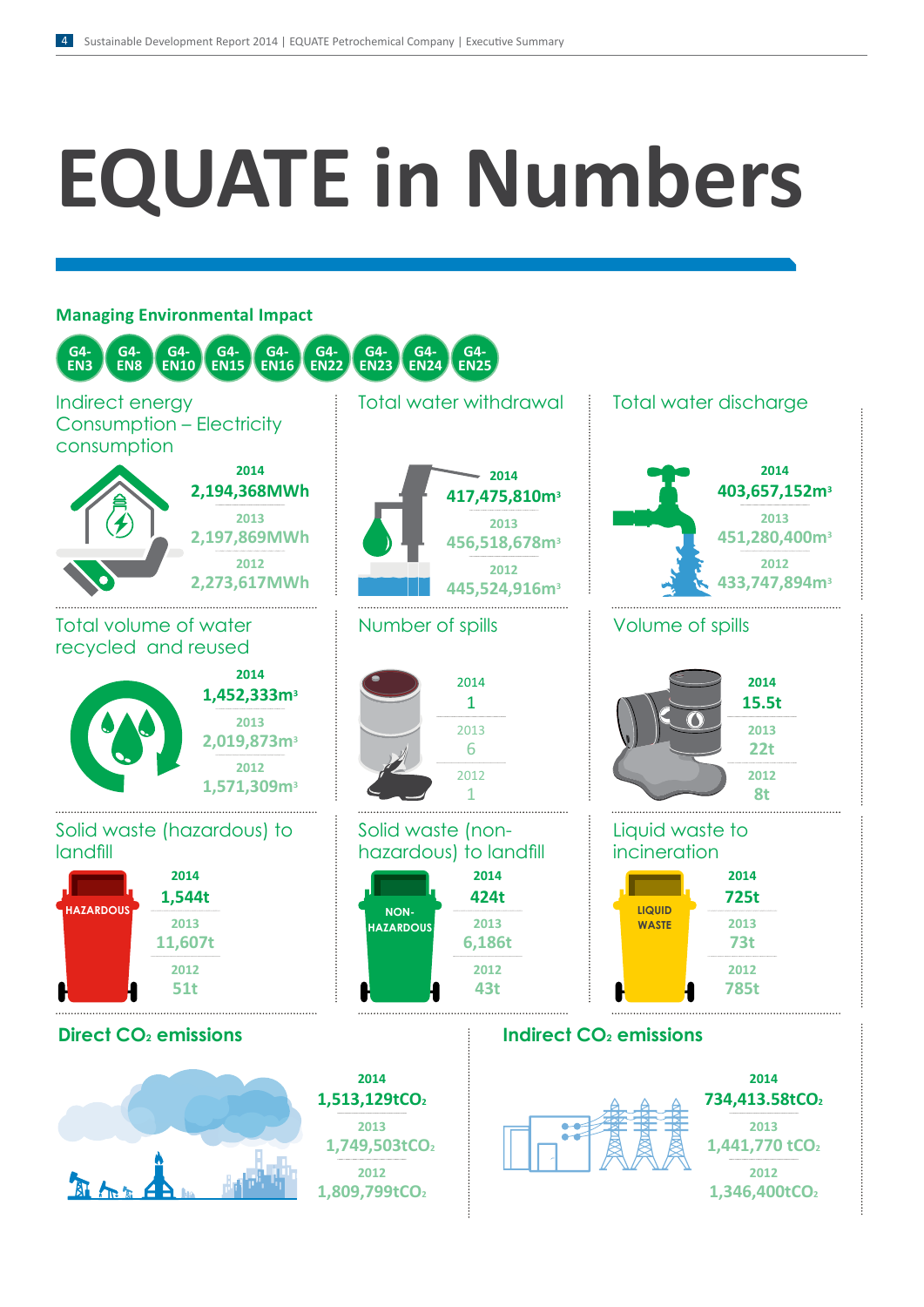# EQUATE in Numbers

## Managing Environmental Impact

G4-EN3 G4-EN8 G4-EN10 G4-EN15 G4-EN16 G4-EN22 G4-EN23 G4-EN24 G4-EN25

### Indirect energy Consumption – Electricity consumption

| Year | Value |
|---|---|
| 2014 | 2,194,368MWh |
| 2013 | 2,197,869MWh |
| 2012 | 2,273,617MWh |

### Total water withdrawal

| Year | Value |
|---|---|
| 2014 | 417,475,810m³ |
| 2013 | 456,518,678m³ |
| 2012 | 445,524,916m³ |

### Total water discharge

| Year | Value |
|---|---|
| 2014 | 403,657,152m³ |
| 2013 | 451,280,400m³ |
| 2012 | 433,747,894m³ |

### Total volume of water recycled and reused

| Year | Value |
|---|---|
| 2014 | 1,452,333m³ |
| 2013 | 2,019,873m³ |
| 2012 | 1,571,309m³ |

### Number of spills

| Year | Value |
|---|---|
| 2014 | 1 |
| 2013 | 6 |
| 2012 | 1 |

### Volume of spills

| Year | Value |
|---|---|
| 2014 | 15.5t |
| 2013 | 22t |
| 2012 | 8t |

### Solid waste (hazardous) to landfill

HAZARDOUS

| Year | Value |
|---|---|
| 2014 | 1,544t |
| 2013 | 11,607t |
| 2012 | 51t |

### Solid waste (non-hazardous) to landfill

NON-HAZARDOUS

| Year | Value |
|---|---|
| 2014 | 424t |
| 2013 | 6,186t |
| 2012 | 43t |

### Liquid waste to incineration

LIQUID WASTE

| Year | Value |
|---|---|
| 2014 | 725t |
| 2013 | 73t |
| 2012 | 785t |

### Direct $CO_2$ emissions

| Year | Value |
|---|---|
| 2014 | 1,513,129t$CO_2$ |
| 2013 | 1,749,503t$CO_2$ |
| 2012 | 1,809,799t$CO_2$ |

### Indirect $CO_2$ emissions

| Year | Value |
|---|---|
| 2014 | 734,413.58t$CO_2$ |
| 2013 | 1,441,770 t$CO_2$ |
| 2012 | 1,346,400t$CO_2$ |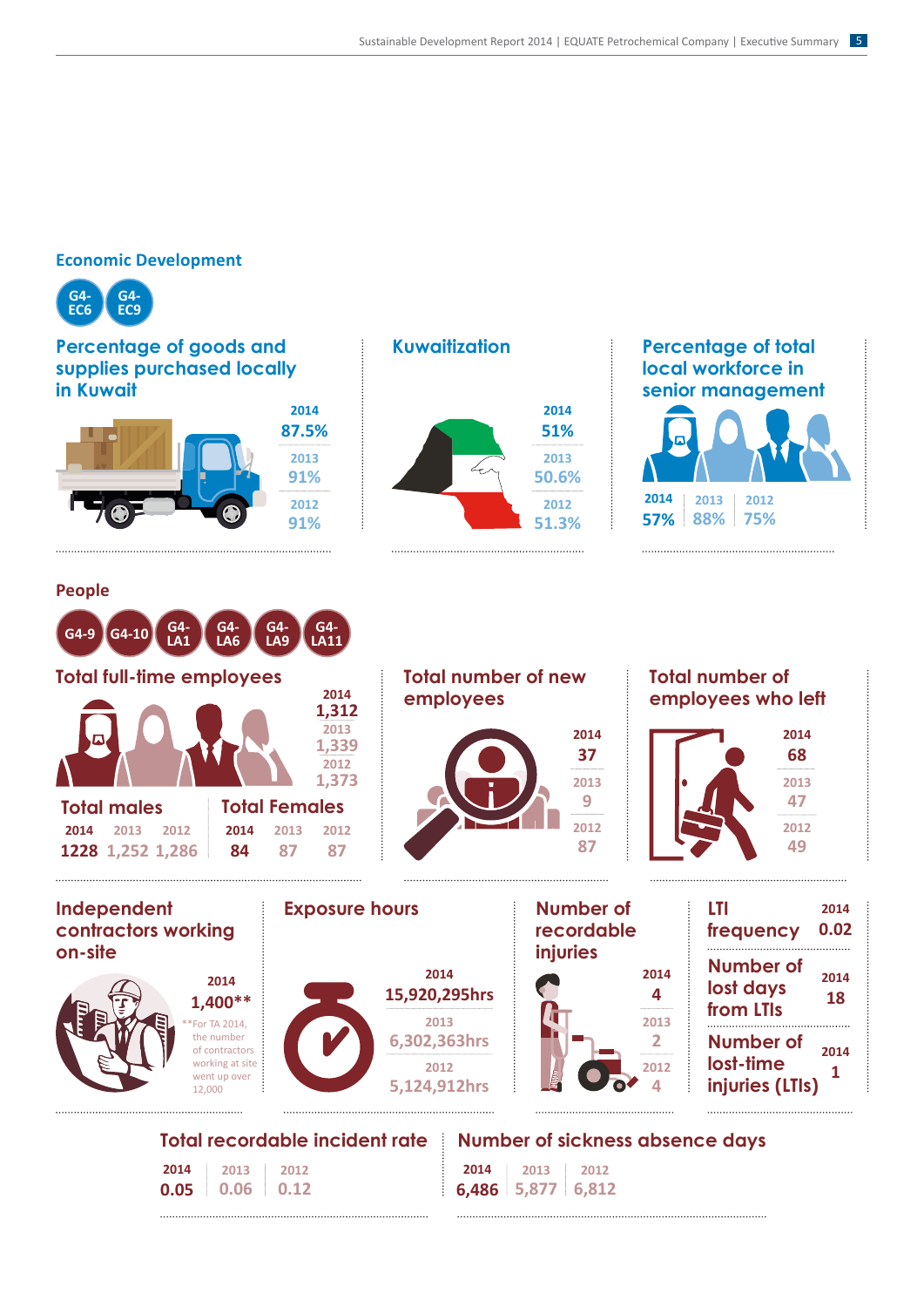## Economic Development

G4-EC6 G4-EC9

### Percentage of goods and supplies purchased locally in Kuwait

| 2014 | 2013 | 2012 |
|---|---|---|
| 87.5% | 91% | 91% |

### Kuwaitization

| 2014 | 2013 | 2012 |
|---|---|---|
| 51% | 50.6% | 51.3% |

### Percentage of total local workforce in senior management

| 2014 | 2013 | 2012 |
|---|---|---|
| 57% | 88% | 75% |

## People

G4-9 G4-10 G4-LA1 G4-LA6 G4-LA9 G4-LA11

### Total full-time employees

| 2014 | 2013 | 2012 |
|---|---|---|
| 1,312 | 1,339 | 1,373 |

**Total males**

| 2014 | 2013 | 2012 |
|---|---|---|
| 1228 | 1,252 | 1,286 |

**Total Females**

| 2014 | 2013 | 2012 |
|---|---|---|
| 84 | 87 | 87 |

### Total number of new employees

| 2014 | 2013 | 2012 |
|---|---|---|
| 37 | 9 | 87 |

### Total number of employees who left

| 2014 | 2013 | 2012 |
|---|---|---|
| 68 | 47 | 49 |

### Independent contractors working on-site

2014: 1,400**

**For TA 2014, the number of contractors working at site went up over 12,000

### Exposure hours

| 2014 | 2013 | 2012 |
|---|---|---|
| 15,920,295hrs | 6,302,363hrs | 5,124,912hrs |

### Number of recordable injuries

| 2014 | 2013 | 2012 |
|---|---|---|
| 4 | 2 | 4 |

### LTI frequency

2014: 0.02

### Number of lost days from LTIs

2014: 18

### Number of lost-time injuries (LTIs)

2014: 1

### Total recordable incident rate

| 2014 | 2013 | 2012 |
|---|---|---|
| 0.05 | 0.06 | 0.12 |

### Number of sickness absence days

| 2014 | 2013 | 2012 |
|---|---|---|
| 6,486 | 5,877 | 6,812 |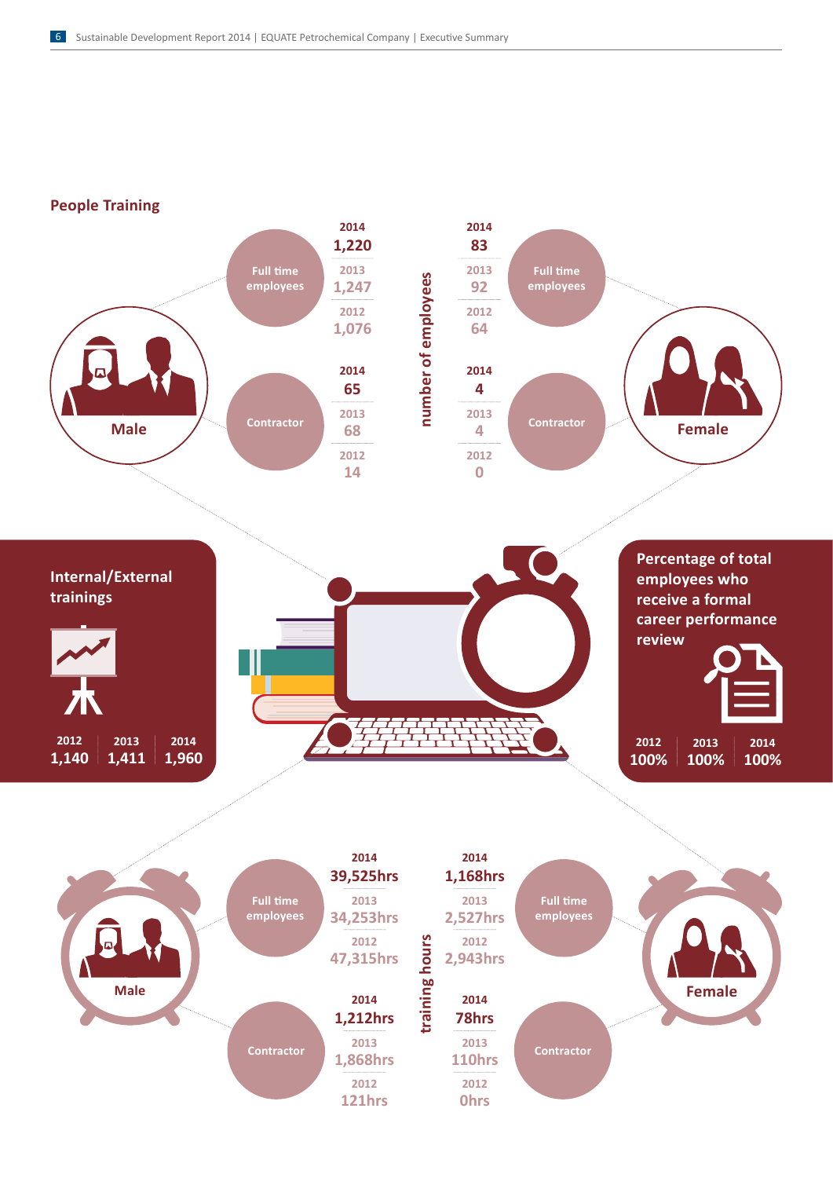## People Training

### Number of employees

| | | 2014 | 2013 | 2012 |
|---|---|---|---|---|
| Male | Full time employees | 1,220 | 1,247 | 1,076 |
| Male | Contractor | 65 | 68 | 14 |
| Female | Full time employees | 83 | 92 | 64 |
| Female | Contractor | 4 | 4 | 0 |

### Internal/External trainings

| 2012 | 2013 | 2014 |
|---|---|---|
| 1,140 | 1,411 | 1,960 |

### Percentage of total employees who receive a formal career performance review

| 2012 | 2013 | 2014 |
|---|---|---|
| 100% | 100% | 100% |

### Training hours

| | | 2014 | 2013 | 2012 |
|---|---|---|---|---|
| Male | Full time employees | 39,525hrs | 34,253hrs | 47,315hrs |
| Male | Contractor | 1,212hrs | 1,868hrs | 121hrs |
| Female | Full time employees | 1,168hrs | 2,527hrs | 2,943hrs |
| Female | Contractor | 78hrs | 110hrs | 0hrs |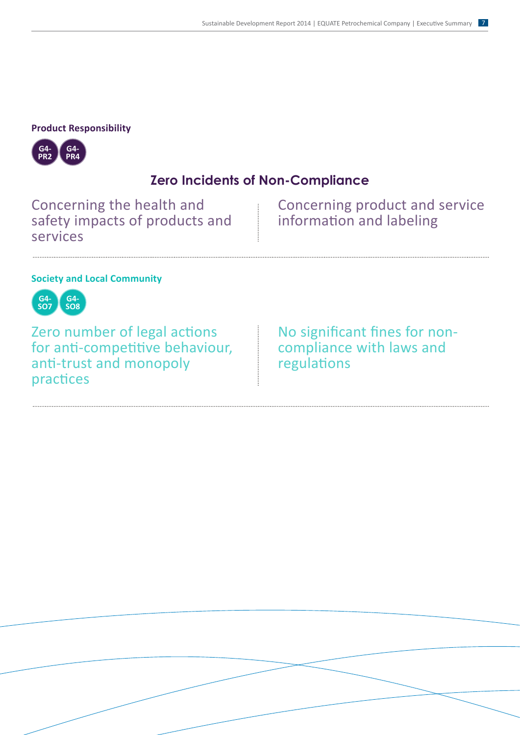**Product Responsibility**

G4-PR2 G4-PR4

## Zero Incidents of Non-Compliance

Concerning the health and safety impacts of products and services

Concerning product and service information and labeling

**Society and Local Community**

G4-SO7 G4-SO8

Zero number of legal actions for anti-competitive behaviour, anti-trust and monopoly practices

No significant fines for non-compliance with laws and regulations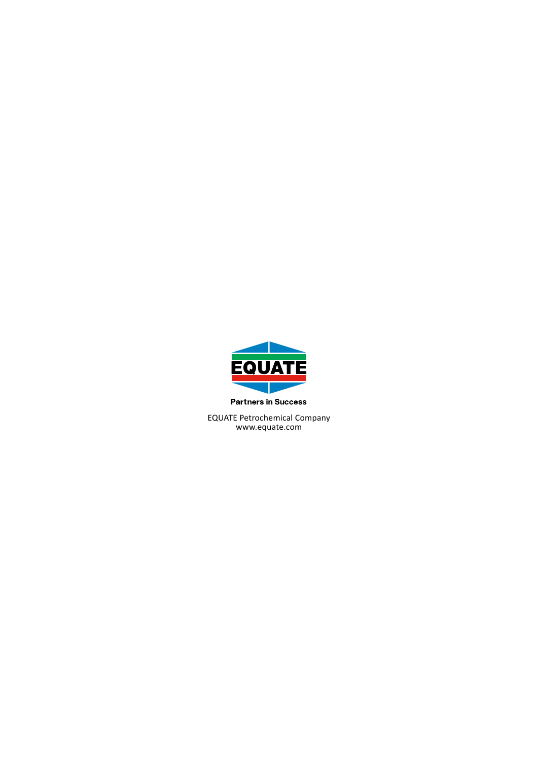EQUATE

**Partners in Success**

EQUATE Petrochemical Company
www.equate.com